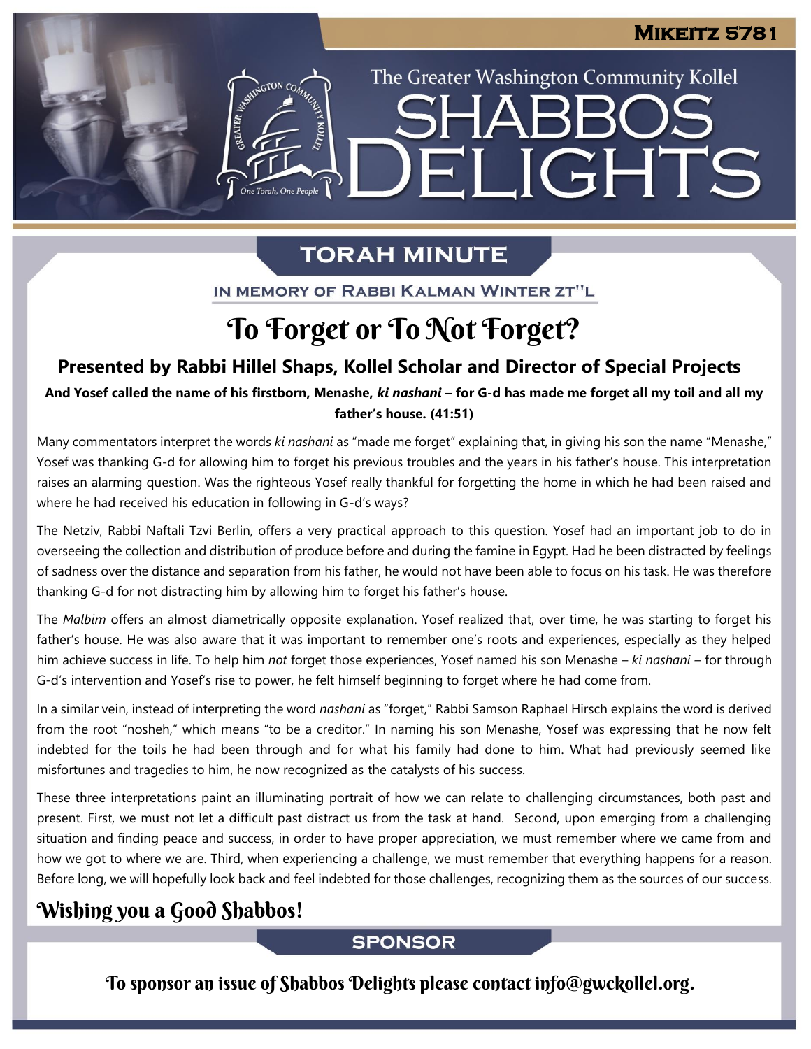**Mikeitz 5781**

The Greater Washington Community Kollel

# Shabbos Delights

## Torah Minute

In memory of Rabbi Kalman Winter zt"l

# To Forget or To Not Forget?

### Presented by Rabbi Hillel Shaps, Kollel Scholar and Director of Special Projects

**And Yosef called the name of his firstborn, Menashe, *ki nashani* – for G-d has made me forget all my toil and all my father's house. (41:51)**

Many commentators interpret the words *ki nashani* as "made me forget" explaining that, in giving his son the name "Menashe," Yosef was thanking G-d for allowing him to forget his previous troubles and the years in his father's house. This interpretation raises an alarming question. Was the righteous Yosef really thankful for forgetting the home in which he had been raised and where he had received his education in following in G-d's ways?

The Netziv, Rabbi Naftali Tzvi Berlin, offers a very practical approach to this question. Yosef had an important job to do in overseeing the collection and distribution of produce before and during the famine in Egypt. Had he been distracted by feelings of sadness over the distance and separation from his father, he would not have been able to focus on his task. He was therefore thanking G-d for not distracting him by allowing him to forget his father's house.

The *Malbim* offers an almost diametrically opposite explanation. Yosef realized that, over time, he was starting to forget his father's house. He was also aware that it was important to remember one's roots and experiences, especially as they helped him achieve success in life. To help him *not* forget those experiences, Yosef named his son Menashe – *ki nashani* – for through G-d's intervention and Yosef's rise to power, he felt himself beginning to forget where he had come from.

In a similar vein, instead of interpreting the word *nashani* as "forget," Rabbi Samson Raphael Hirsch explains the word is derived from the root "nosheh," which means "to be a creditor." In naming his son Menashe, Yosef was expressing that he now felt indebted for the toils he had been through and for what his family had done to him. What had previously seemed like misfortunes and tragedies to him, he now recognized as the catalysts of his success.

These three interpretations paint an illuminating portrait of how we can relate to challenging circumstances, both past and present. First, we must not let a difficult past distract us from the task at hand. Second, upon emerging from a challenging situation and finding peace and success, in order to have proper appreciation, we must remember where we came from and how we got to where we are. Third, when experiencing a challenge, we must remember that everything happens for a reason. Before long, we will hopefully look back and feel indebted for those challenges, recognizing them as the sources of our success.

## Wishing you a Good Shabbos!

## Sponsor

To sponsor an issue of Shabbos Delights please contact info@gwckollel.org.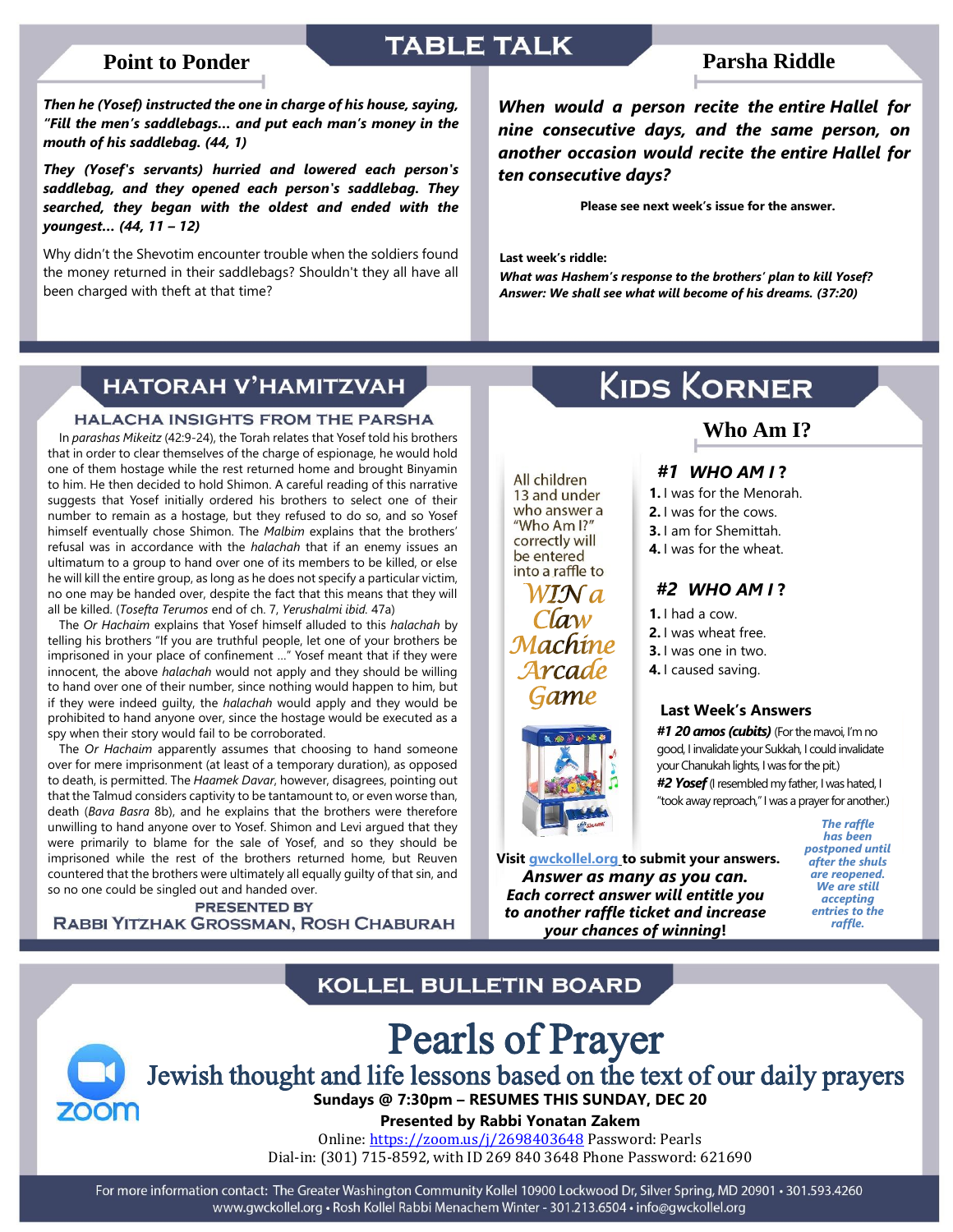# TABLE TALK

## Point to Ponder

***Then he (Yosef) instructed the one in charge of his house, saying, "Fill the men's saddlebags... and put each man's money in the mouth of his saddlebag. (44, 1)***

***They (Yosef's servants) hurried and lowered each person's saddlebag, and they opened each person's saddlebag. They searched, they began with the oldest and ended with the youngest... (44, 11 – 12)***

Why didn't the Shevotim encounter trouble when the soldiers found the money returned in their saddlebags? Shouldn't they all have all been charged with theft at that time?

## Parsha Riddle

***When would a person recite the entire Hallel for nine consecutive days, and the same person, on another occasion would recite the entire Hallel for ten consecutive days?***

**Please see next week's issue for the answer.**

**Last week's riddle:**

***What was Hashem's response to the brothers' plan to kill Yosef?***
***Answer: We shall see what will become of his dreams. (37:20)***

# HATORAH V'HAMITZVAH

## HALACHA INSIGHTS FROM THE PARSHA

In *parashas Mikeitz* (42:9-24), the Torah relates that Yosef told his brothers that in order to clear themselves of the charge of espionage, he would hold one of them hostage while the rest returned home and brought Binyamin to him. He then decided to hold Shimon. A careful reading of this narrative suggests that Yosef initially ordered his brothers to select one of their number to remain as a hostage, but they refused to do so, and so Yosef himself eventually chose Shimon. The *Malbim* explains that the brothers' refusal was in accordance with the *halachah* that if an enemy issues an ultimatum to a group to hand over one of its members to be killed, or else he will kill the entire group, as long as he does not specify a particular victim, no one may be handed over, despite the fact that this means that they will all be killed. (*Tosefta Terumos* end of ch. 7, *Yerushalmi ibid.* 47a)

The *Or Hachaim* explains that Yosef himself alluded to this *halachah* by telling his brothers "If you are truthful people, let one of your brothers be imprisoned in your place of confinement ..." Yosef meant that if they were innocent, the above *halachah* would not apply and they should be willing to hand over one of their number, since nothing would happen to him, but if they were indeed guilty, the *halachah* would apply and they would be prohibited to hand anyone over, since the hostage would be executed as a spy when their story would fail to be corroborated.

The *Or Hachaim* apparently assumes that choosing to hand someone over for mere imprisonment (at least of a temporary duration), as opposed to death, is permitted. The *Haamek Davar*, however, disagrees, pointing out that the Talmud considers captivity to be tantamount to, or even worse than, death (*Bava Basra* 8b), and he explains that the brothers were therefore unwilling to hand anyone over to Yosef. Shimon and Levi argued that they were primarily to blame for the sale of Yosef, and so they should be imprisoned while the rest of the brothers returned home, but Reuven countered that the brothers were ultimately all equally guilty of that sin, and so no one could be singled out and handed over.

PRESENTED BY
RABBI YITZHAK GROSSMAN, ROSH CHABURAH

# KIDS KORNER

## Who Am I?

All children 13 and under who answer a "Who Am I?" correctly will be entered into a raffle to

*WIN a Claw Machine Arcade Game*

### #1 WHO AM I?

1. I was for the Menorah.
2. I was for the cows.
3. I am for Shemittah.
4. I was for the wheat.

### #2 WHO AM I?

1. I had a cow.
2. I was wheat free.
3. I was one in two.
4. I caused saving.

### Last Week's Answers

***#1 20 amos (cubits)*** (For the mavoi, I'm no good, I invalidate your Sukkah, I could invalidate your Chanukah lights, I was for the pit.)

***#2 Yosef*** (I resembled my father, I was hated, I "took away reproach," I was a prayer for another.)

*The raffle has been postponed until after the shuls are reopened. We are still accepting entries to the raffle.*

**Visit gwckollel.org to submit your answers.**
***Answer as many as you can.***
***Each correct answer will entitle you to another raffle ticket and increase your chances of winning!***

# KOLLEL BULLETIN BOARD

zoom

# Pearls of Prayer

## Jewish thought and life lessons based on the text of our daily prayers

**Sundays @ 7:30pm – RESUMES THIS SUNDAY, DEC 20**

**Presented by Rabbi Yonatan Zakem**

Online: https://zoom.us/j/2698403648 Password: Pearls
Dial-in: (301) 715-8592, with ID 269 840 3648 Phone Password: 621690

For more information contact: The Greater Washington Community Kollel 10900 Lockwood Dr, Silver Spring, MD 20901 • 301.593.4260
www.gwckollel.org • Rosh Kollel Rabbi Menachem Winter - 301.213.6504 • info@gwckollel.org